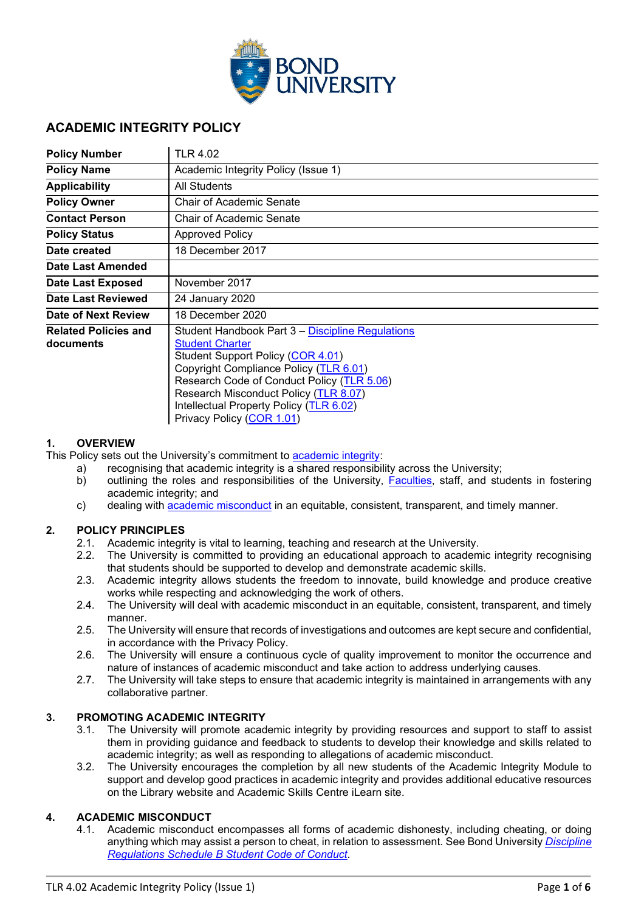# ACADEMIC INTEGRITY POLICY

| | |
|---|---|
| **Policy Number** | TLR 4.02 |
| **Policy Name** | Academic Integrity Policy (Issue 1) |
| **Applicability** | All Students |
| **Policy Owner** | Chair of Academic Senate |
| **Contact Person** | Chair of Academic Senate |
| **Policy Status** | Approved Policy |
| **Date created** | 18 December 2017 |
| **Date Last Amended** | |
| **Date Last Exposed** | November 2017 |
| **Date Last Reviewed** | 24 January 2020 |
| **Date of Next Review** | 18 December 2020 |
| **Related Policies and documents** | Student Handbook Part 3 – Discipline Regulations<br>Student Charter<br>Student Support Policy (COR 4.01)<br>Copyright Compliance Policy (TLR 6.01)<br>Research Code of Conduct Policy (TLR 5.06)<br>Research Misconduct Policy (TLR 8.07)<br>Intellectual Property Policy (TLR 6.02)<br>Privacy Policy (COR 1.01) |

## 1. OVERVIEW

This Policy sets out the University's commitment to academic integrity:

a) recognising that academic integrity is a shared responsibility across the University;
b) outlining the roles and responsibilities of the University, Faculties, staff, and students in fostering academic integrity; and
c) dealing with academic misconduct in an equitable, consistent, transparent, and timely manner.

## 2. POLICY PRINCIPLES

2.1. Academic integrity is vital to learning, teaching and research at the University.

2.2. The University is committed to providing an educational approach to academic integrity recognising that students should be supported to develop and demonstrate academic skills.

2.3. Academic integrity allows students the freedom to innovate, build knowledge and produce creative works while respecting and acknowledging the work of others.

2.4. The University will deal with academic misconduct in an equitable, consistent, transparent, and timely manner.

2.5. The University will ensure that records of investigations and outcomes are kept secure and confidential, in accordance with the Privacy Policy.

2.6. The University will ensure a continuous cycle of quality improvement to monitor the occurrence and nature of instances of academic misconduct and take action to address underlying causes.

2.7. The University will take steps to ensure that academic integrity is maintained in arrangements with any collaborative partner.

## 3. PROMOTING ACADEMIC INTEGRITY

3.1. The University will promote academic integrity by providing resources and support to staff to assist them in providing guidance and feedback to students to develop their knowledge and skills related to academic integrity; as well as responding to allegations of academic misconduct.

3.2. The University encourages the completion by all new students of the Academic Integrity Module to support and develop good practices in academic integrity and provides additional educative resources on the Library website and Academic Skills Centre iLearn site.

## 4. ACADEMIC MISCONDUCT

4.1. Academic misconduct encompasses all forms of academic dishonesty, including cheating, or doing anything which may assist a person to cheat, in relation to assessment. See Bond University *Discipline Regulations Schedule B Student Code of Conduct*.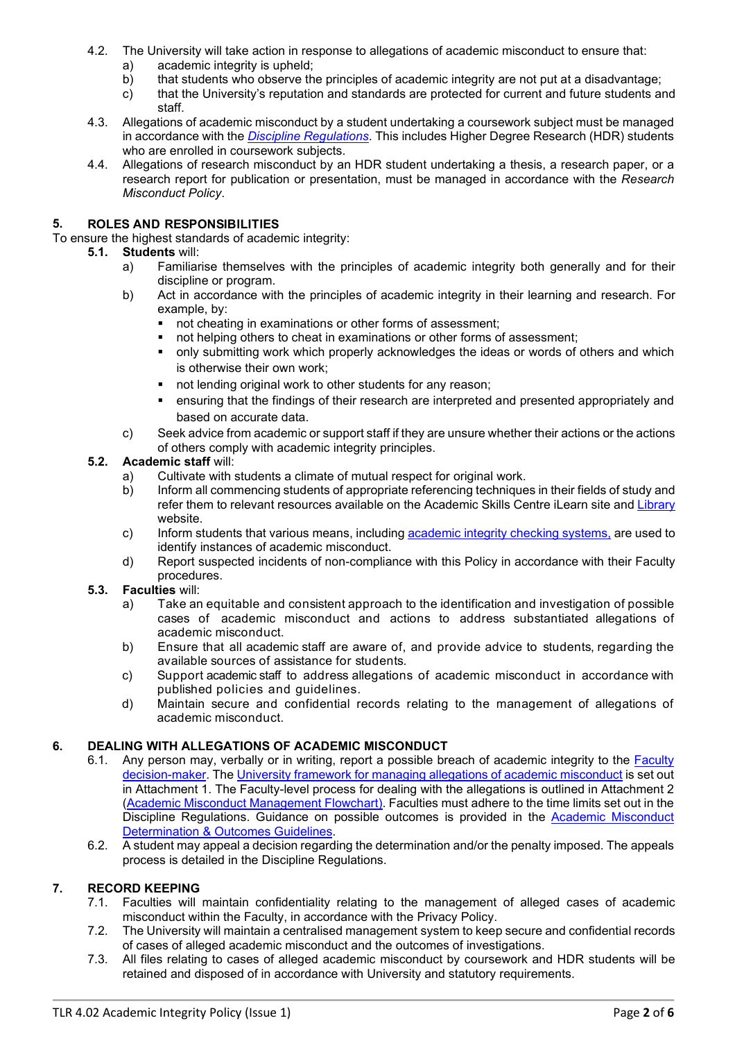4.2. The University will take action in response to allegations of academic misconduct to ensure that:

   a) academic integrity is upheld;
   b) that students who observe the principles of academic integrity are not put at a disadvantage;
   c) that the University's reputation and standards are protected for current and future students and staff.

4.3. Allegations of academic misconduct by a student undertaking a coursework subject must be managed in accordance with the *Discipline Regulations*. This includes Higher Degree Research (HDR) students who are enrolled in coursework subjects.

4.4. Allegations of research misconduct by an HDR student undertaking a thesis, a research paper, or a research report for publication or presentation, must be managed in accordance with the *Research Misconduct Policy*.

## 5. ROLES AND RESPONSIBILITIES

To ensure the highest standards of academic integrity:

**5.1. Students** will:

   a) Familiarise themselves with the principles of academic integrity both generally and for their discipline or program.
   b) Act in accordance with the principles of academic integrity in their learning and research. For example, by:
      - not cheating in examinations or other forms of assessment;
      - not helping others to cheat in examinations or other forms of assessment;
      - only submitting work which properly acknowledges the ideas or words of others and which is otherwise their own work;
      - not lending original work to other students for any reason;
      - ensuring that the findings of their research are interpreted and presented appropriately and based on accurate data.
   c) Seek advice from academic or support staff if they are unsure whether their actions or the actions of others comply with academic integrity principles.

**5.2. Academic staff** will:

   a) Cultivate with students a climate of mutual respect for original work.
   b) Inform all commencing students of appropriate referencing techniques in their fields of study and refer them to relevant resources available on the Academic Skills Centre iLearn site and Library website.
   c) Inform students that various means, including academic integrity checking systems, are used to identify instances of academic misconduct.
   d) Report suspected incidents of non-compliance with this Policy in accordance with their Faculty procedures.

**5.3. Faculties** will:

   a) Take an equitable and consistent approach to the identification and investigation of possible cases of academic misconduct and actions to address substantiated allegations of academic misconduct.
   b) Ensure that all academic staff are aware of, and provide advice to students, regarding the available sources of assistance for students.
   c) Support academic staff to address allegations of academic misconduct in accordance with published policies and guidelines.
   d) Maintain secure and confidential records relating to the management of allegations of academic misconduct.

## 6. DEALING WITH ALLEGATIONS OF ACADEMIC MISCONDUCT

6.1. Any person may, verbally or in writing, report a possible breach of academic integrity to the Faculty decision-maker. The University framework for managing allegations of academic misconduct is set out in Attachment 1. The Faculty-level process for dealing with the allegations is outlined in Attachment 2 (Academic Misconduct Management Flowchart). Faculties must adhere to the time limits set out in the Discipline Regulations. Guidance on possible outcomes is provided in the Academic Misconduct Determination & Outcomes Guidelines.

6.2. A student may appeal a decision regarding the determination and/or the penalty imposed. The appeals process is detailed in the Discipline Regulations.

## 7. RECORD KEEPING

7.1. Faculties will maintain confidentiality relating to the management of alleged cases of academic misconduct within the Faculty, in accordance with the Privacy Policy.

7.2. The University will maintain a centralised management system to keep secure and confidential records of cases of alleged academic misconduct and the outcomes of investigations.

7.3. All files relating to cases of alleged academic misconduct by coursework and HDR students will be retained and disposed of in accordance with University and statutory requirements.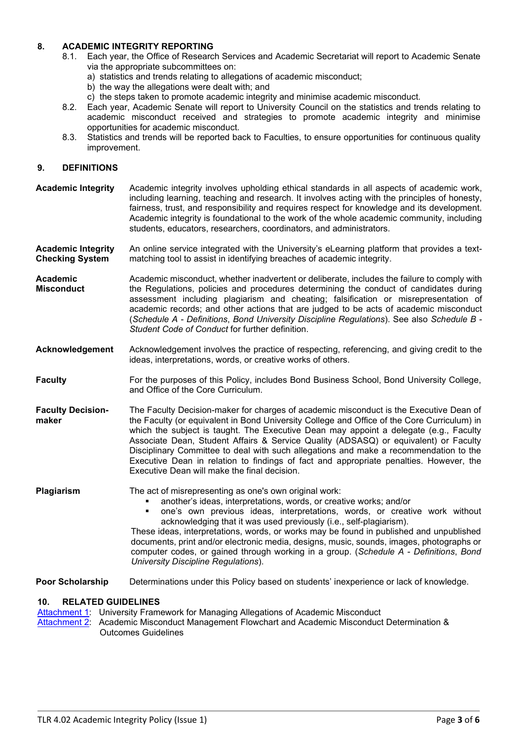## 8. ACADEMIC INTEGRITY REPORTING

8.1. Each year, the Office of Research Services and Academic Secretariat will report to Academic Senate via the appropriate subcommittees on:

a) statistics and trends relating to allegations of academic misconduct;

b) the way the allegations were dealt with; and

c) the steps taken to promote academic integrity and minimise academic misconduct.

8.2. Each year, Academic Senate will report to University Council on the statistics and trends relating to academic misconduct received and strategies to promote academic integrity and minimise opportunities for academic misconduct.

8.3. Statistics and trends will be reported back to Faculties, to ensure opportunities for continuous quality improvement.

## 9. DEFINITIONS

**Academic Integrity** — Academic integrity involves upholding ethical standards in all aspects of academic work, including learning, teaching and research. It involves acting with the principles of honesty, fairness, trust, and responsibility and requires respect for knowledge and its development. Academic integrity is foundational to the work of the whole academic community, including students, educators, researchers, coordinators, and administrators.

**Academic Integrity Checking System** — An online service integrated with the University's eLearning platform that provides a text-matching tool to assist in identifying breaches of academic integrity.

**Academic Misconduct** — Academic misconduct, whether inadvertent or deliberate, includes the failure to comply with the Regulations, policies and procedures determining the conduct of candidates during assessment including plagiarism and cheating; falsification or misrepresentation of academic records; and other actions that are judged to be acts of academic misconduct (*Schedule A - Definitions*, *Bond University Discipline Regulations*). See also *Schedule B - Student Code of Conduct* for further definition.

**Acknowledgement** — Acknowledgement involves the practice of respecting, referencing, and giving credit to the ideas, interpretations, words, or creative works of others.

**Faculty** — For the purposes of this Policy, includes Bond Business School, Bond University College, and Office of the Core Curriculum.

**Faculty Decision-maker** — The Faculty Decision-maker for charges of academic misconduct is the Executive Dean of the Faculty (or equivalent in Bond University College and Office of the Core Curriculum) in which the subject is taught. The Executive Dean may appoint a delegate (e.g., Faculty Associate Dean, Student Affairs & Service Quality (ADSASQ) or equivalent) or Faculty Disciplinary Committee to deal with such allegations and make a recommendation to the Executive Dean in relation to findings of fact and appropriate penalties. However, the Executive Dean will make the final decision.

**Plagiarism** — The act of misrepresenting as one's own original work:

- another's ideas, interpretations, words, or creative works; and/or
- one's own previous ideas, interpretations, words, or creative work without acknowledging that it was used previously (i.e., self-plagiarism).

These ideas, interpretations, words, or works may be found in published and unpublished documents, print and/or electronic media, designs, music, sounds, images, photographs or computer codes, or gained through working in a group. (*Schedule A - Definitions*, *Bond University Discipline Regulations*).

**Poor Scholarship** — Determinations under this Policy based on students' inexperience or lack of knowledge.

## 10. RELATED GUIDELINES

Attachment 1: University Framework for Managing Allegations of Academic Misconduct

Attachment 2: Academic Misconduct Management Flowchart and Academic Misconduct Determination & Outcomes Guidelines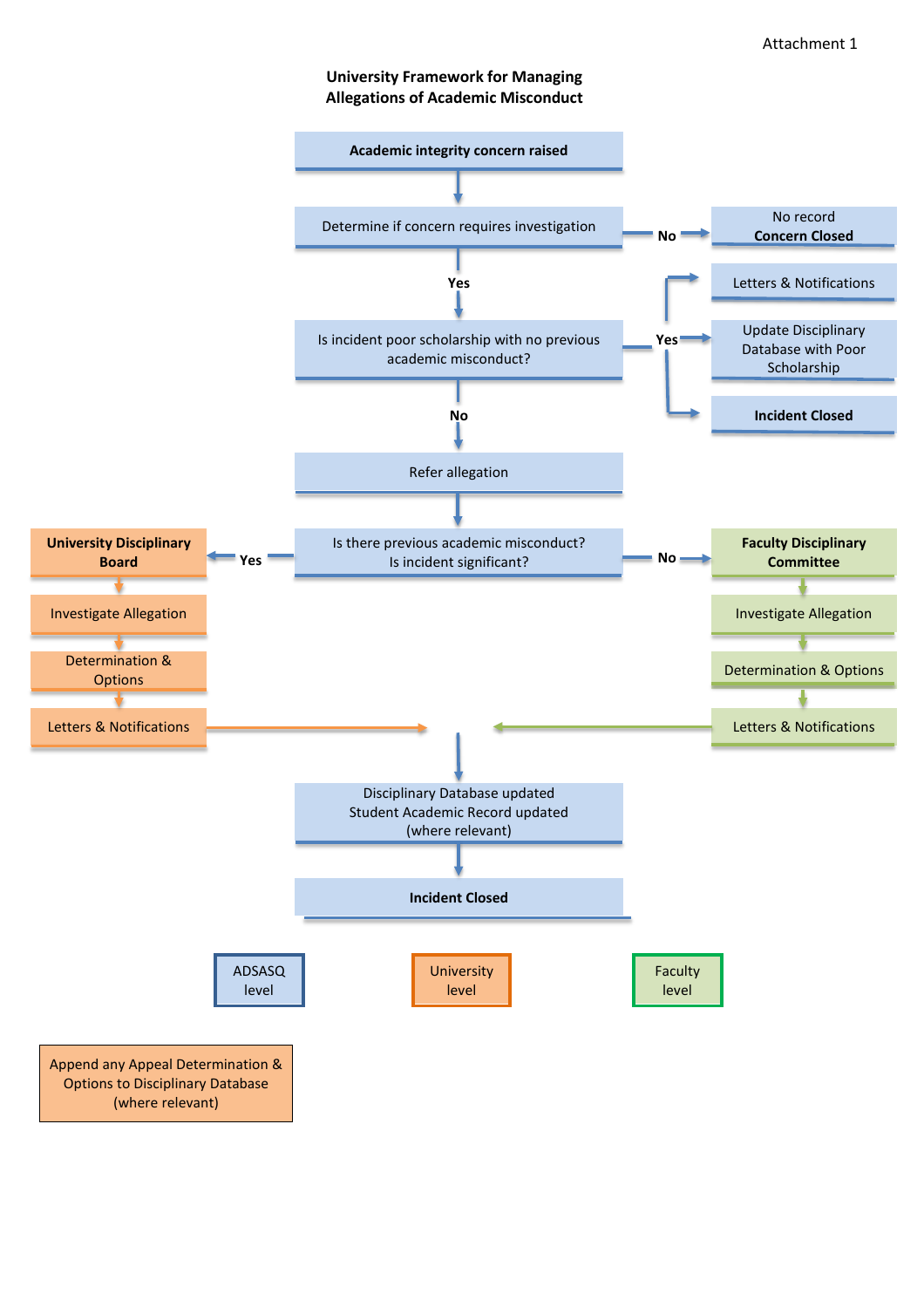Attachment 1

## University Framework for Managing Allegations of Academic Misconduct

**Academic integrity concern raised**

↓

Determine if concern requires investigation

- **No** → No record / **Concern Closed**
- **Yes** ↓

Is incident poor scholarship with no previous academic misconduct?

- **Yes** →
  - Letters & Notifications
  - Update Disciplinary Database with Poor Scholarship
  - **Incident Closed**
- **No** ↓

Refer allegation

↓

Is there previous academic misconduct? Is incident significant?

- **Yes** → **University Disciplinary Board**
  - Investigate Allegation
  - Determination & Options
  - Letters & Notifications
- **No** → **Faculty Disciplinary Committee**
  - Investigate Allegation
  - Determination & Options
  - Letters & Notifications

↓

Disciplinary Database updated
Student Academic Record updated
(where relevant)

↓

**Incident Closed**

| ADSASQ level | University level | Faculty level |
|---|---|---|

Append any Appeal Determination & Options to Disciplinary Database (where relevant)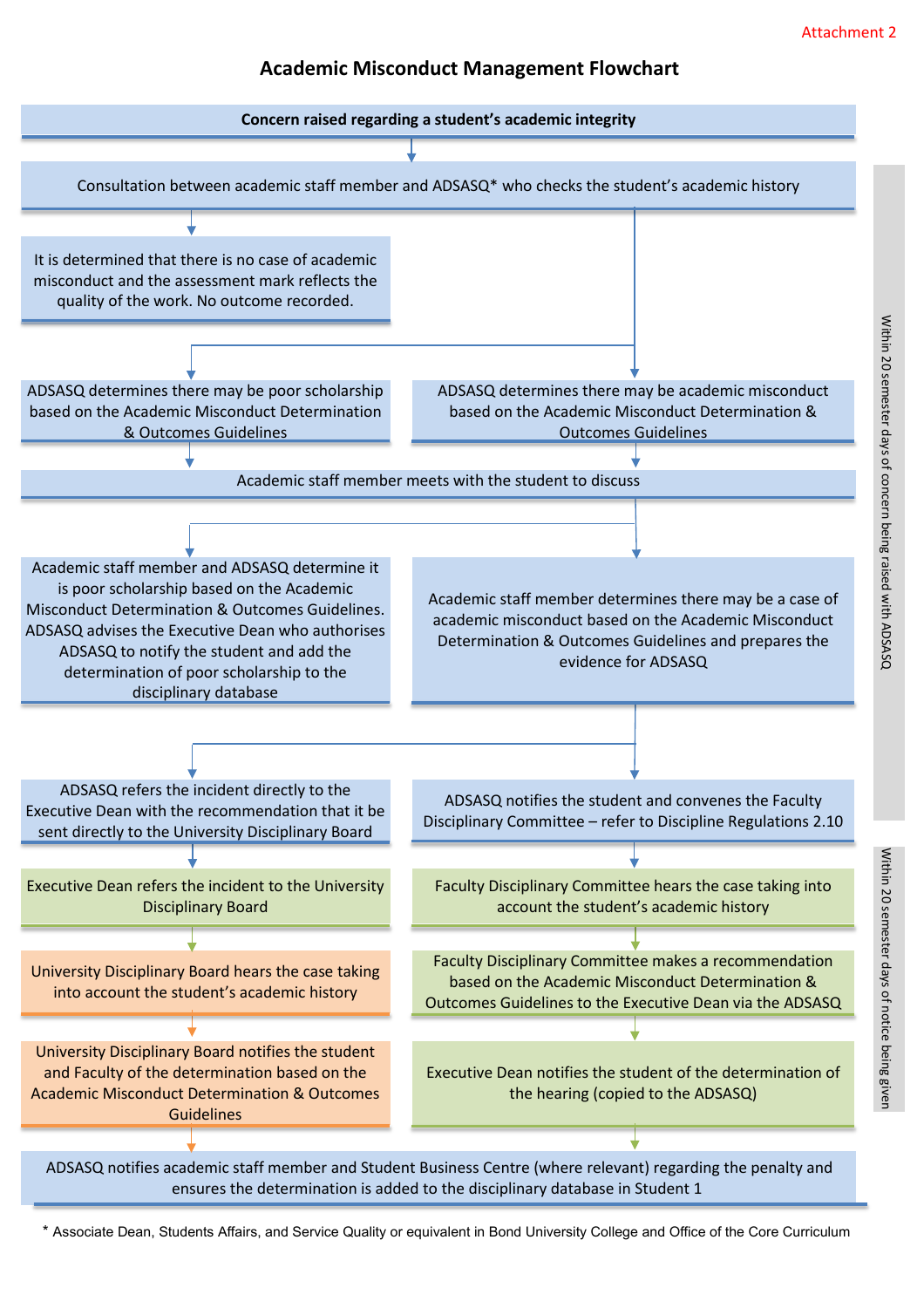Attachment 2

# Academic Misconduct Management Flowchart

**Concern raised regarding a student's academic integrity**

↓

Consultation between academic staff member and ADSASQ* who checks the student's academic history

↓

- It is determined that there is no case of academic misconduct and the assessment mark reflects the quality of the work. No outcome recorded.
- ADSASQ determines there may be poor scholarship based on the Academic Misconduct Determination & Outcomes Guidelines
- ADSASQ determines there may be academic misconduct based on the Academic Misconduct Determination & Outcomes Guidelines

↓

Academic staff member meets with the student to discuss

↓

- Academic staff member and ADSASQ determine it is poor scholarship based on the Academic Misconduct Determination & Outcomes Guidelines. ADSASQ advises the Executive Dean who authorises ADSASQ to notify the student and add the determination of poor scholarship to the disciplinary database
- Academic staff member determines there may be a case of academic misconduct based on the Academic Misconduct Determination & Outcomes Guidelines and prepares the evidence for ADSASQ

↓

**Path A:**

1. ADSASQ refers the incident directly to the Executive Dean with the recommendation that it be sent directly to the University Disciplinary Board
2. Executive Dean refers the incident to the University Disciplinary Board
3. University Disciplinary Board hears the case taking into account the student's academic history
4. University Disciplinary Board notifies the student and Faculty of the determination based on the Academic Misconduct Determination & Outcomes Guidelines

**Path B:**

1. ADSASQ notifies the student and convenes the Faculty Disciplinary Committee – refer to Discipline Regulations 2.10
2. Faculty Disciplinary Committee hears the case taking into account the student's academic history
3. Faculty Disciplinary Committee makes a recommendation based on the Academic Misconduct Determination & Outcomes Guidelines to the Executive Dean via the ADSASQ
4. Executive Dean notifies the student of the determination of the hearing (copied to the ADSASQ)

↓

ADSASQ notifies academic staff member and Student Business Centre (where relevant) regarding the penalty and ensures the determination is added to the disciplinary database in Student 1

Timeframes:
- Within 20 semester days of concern being raised with ADSASQ (from the initial consultation through to ADSASQ notifying the student and convening the Faculty Disciplinary Committee)
- Within 20 semester days of notice being given (from the Faculty Disciplinary Committee hearing through to the Executive Dean notifying the student of the determination)

\* Associate Dean, Students Affairs, and Service Quality or equivalent in Bond University College and Office of the Core Curriculum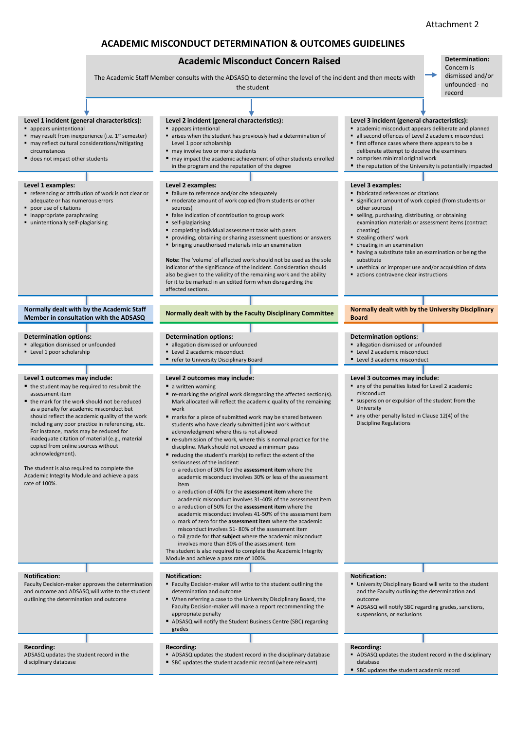Attachment 2

# ACADEMIC MISCONDUCT DETERMINATION & OUTCOMES GUIDELINES

## Academic Misconduct Concern Raised

The Academic Staff Member consults with the ADSASQ to determine the level of the incident and then meets with the student

**Determination:** Concern is dismissed and/or unfounded - no record

---

## Level 1

**Level 1 incident (general characteristics):**
- appears unintentional
- may result from inexperience (i.e. 1st semester)
- may reflect cultural considerations/mitigating circumstances
- does not impact other students

**Level 1 examples:**
- referencing or attribution of work is not clear or adequate or has numerous errors
- poor use of citations
- inappropriate paraphrasing
- unintentionally self-plagiarising

**Normally dealt with by the Academic Staff Member in consultation with the ADSASQ**

**Determination options:**
- allegation dismissed or unfounded
- Level 1 poor scholarship

**Level 1 outcomes may include:**
- the student may be required to resubmit the assessment item
- the mark for the work should not be reduced as a penalty for academic misconduct but should reflect the academic quality of the work including any poor practice in referencing, etc. For instance, marks may be reduced for inadequate citation of material (e.g., material copied from online sources without acknowledgment).

The student is also required to complete the Academic Integrity Module and achieve a pass rate of 100%.

**Notification:**
Faculty Decision-maker approves the determination and outcome and ADSASQ will write to the student outlining the determination and outcome

**Recording:**
ADSASQ updates the student record in the disciplinary database

---

## Level 2

**Level 2 incident (general characteristics):**
- appears intentional
- arises when the student has previously had a determination of Level 1 poor scholarship
- may involve two or more students
- may impact the academic achievement of other students enrolled in the program and the reputation of the degree

**Level 2 examples:**
- failure to reference and/or cite adequately
- moderate amount of work copied (from students or other sources)
- false indication of contribution to group work
- self-plagiarising
- completing individual assessment tasks with peers
- providing, obtaining or sharing assessment questions or answers
- bringing unauthorised materials into an examination

**Note:** The 'volume' of affected work should not be used as the sole indicator of the significance of the incident. Consideration should also be given to the validity of the remaining work and the ability for it to be marked in an edited form when disregarding the affected sections.

**Normally dealt with by the Faculty Disciplinary Committee**

**Determination options:**
- allegation dismissed or unfounded
- Level 2 academic misconduct
- refer to University Disciplinary Board

**Level 2 outcomes may include:**
- a written warning
- re-marking the original work disregarding the affected section(s). Mark allocated will reflect the academic quality of the remaining work
- marks for a piece of submitted work may be shared between students who have clearly submitted joint work without acknowledgment where this is not allowed
- re-submission of the work, where this is normal practice for the discipline. Mark should not exceed a minimum pass
- reducing the student's mark(s) to reflect the extent of the seriousness of the incident:
  - a reduction of 30% for the **assessment item** where the academic misconduct involves 30% or less of the assessment item
  - a reduction of 40% for the **assessment item** where the academic misconduct involves 31-40% of the assessment item
  - a reduction of 50% for the **assessment item** where the academic misconduct involves 41-50% of the assessment item
  - mark of zero for the **assessment item** where the academic misconduct involves 51- 80% of the assessment item
  - fail grade for that **subject** where the academic misconduct involves more than 80% of the assessment item

The student is also required to complete the Academic Integrity Module and achieve a pass rate of 100%.

**Notification:**
- Faculty Decision-maker will write to the student outlining the determination and outcome
- When referring a case to the University Disciplinary Board, the Faculty Decision-maker will make a report recommending the appropriate penalty
- ADSASQ will notify the Student Business Centre (SBC) regarding grades

**Recording:**
- ADSASQ updates the student record in the disciplinary database
- SBC updates the student academic record (where relevant)

---

## Level 3

**Level 3 incident (general characteristics):**
- academic misconduct appears deliberate and planned
- all second offences of Level 2 academic misconduct
- first offence cases where there appears to be a deliberate attempt to deceive the examiners
- comprises minimal original work
- the reputation of the University is potentially impacted

**Level 3 examples:**
- fabricated references or citations
- significant amount of work copied (from students or other sources)
- selling, purchasing, distributing, or obtaining examination materials or assessment items (contract cheating)
- stealing others' work
- cheating in an examination
- having a substitute take an examination or being the substitute
- unethical or improper use and/or acquisition of data
- actions contravene clear instructions

**Normally dealt with by the University Disciplinary Board**

**Determination options:**
- allegation dismissed or unfounded
- Level 2 academic misconduct
- Level 3 academic misconduct

**Level 3 outcomes may include:**
- any of the penalties listed for Level 2 academic misconduct
- suspension or expulsion of the student from the University
- any other penalty listed in Clause 12(4) of the Discipline Regulations

**Notification:**
- University Disciplinary Board will write to the student and the Faculty outlining the determination and outcome
- ADSASQ will notify SBC regarding grades, sanctions, suspensions, or exclusions

**Recording:**
- ADSASQ updates the student record in the disciplinary database
- SBC updates the student academic record